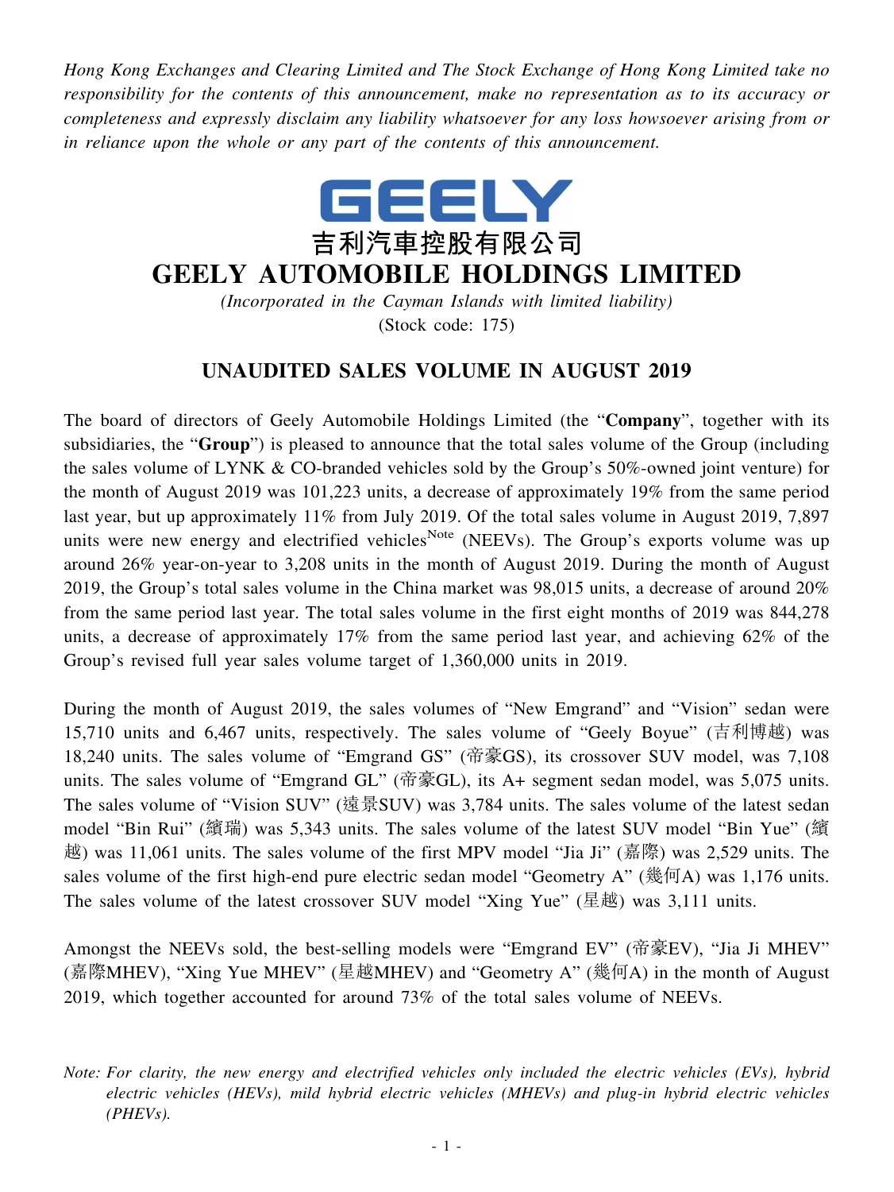*Hong Kong Exchanges and Clearing Limited and The Stock Exchange of Hong Kong Limited take no responsibility for the contents of this announcement, make no representation as to its accuracy or completeness and expressly disclaim any liability whatsoever for any loss howsoever arising from or in reliance upon the whole or any part of the contents of this announcement.*

GEELY

# 吉利汽車控股有限公司
# GEELY AUTOMOBILE HOLDINGS LIMITED

*(Incorporated in the Cayman Islands with limited liability)*
(Stock code: 175)

## UNAUDITED SALES VOLUME IN AUGUST 2019

The board of directors of Geely Automobile Holdings Limited (the "**Company**", together with its subsidiaries, the "**Group**") is pleased to announce that the total sales volume of the Group (including the sales volume of LYNK & CO-branded vehicles sold by the Group's 50%-owned joint venture) for the month of August 2019 was 101,223 units, a decrease of approximately 19% from the same period last year, but up approximately 11% from July 2019. Of the total sales volume in August 2019, 7,897 units were new energy and electrified vehicles[Note] (NEEVs). The Group's exports volume was up around 26% year-on-year to 3,208 units in the month of August 2019. During the month of August 2019, the Group's total sales volume in the China market was 98,015 units, a decrease of around 20% from the same period last year. The total sales volume in the first eight months of 2019 was 844,278 units, a decrease of approximately 17% from the same period last year, and achieving 62% of the Group's revised full year sales volume target of 1,360,000 units in 2019.

During the month of August 2019, the sales volumes of "New Emgrand" and "Vision" sedan were 15,710 units and 6,467 units, respectively. The sales volume of "Geely Boyue" (吉利博越) was 18,240 units. The sales volume of "Emgrand GS" (帝豪GS), its crossover SUV model, was 7,108 units. The sales volume of "Emgrand GL" (帝豪GL), its A+ segment sedan model, was 5,075 units. The sales volume of "Vision SUV" (遠景SUV) was 3,784 units. The sales volume of the latest sedan model "Bin Rui" (繽瑞) was 5,343 units. The sales volume of the latest SUV model "Bin Yue" (繽越) was 11,061 units. The sales volume of the first MPV model "Jia Ji" (嘉際) was 2,529 units. The sales volume of the first high-end pure electric sedan model "Geometry A" (幾何A) was 1,176 units. The sales volume of the latest crossover SUV model "Xing Yue" (星越) was 3,111 units.

Amongst the NEEVs sold, the best-selling models were "Emgrand EV" (帝豪EV), "Jia Ji MHEV" (嘉際MHEV), "Xing Yue MHEV" (星越MHEV) and "Geometry A" (幾何A) in the month of August 2019, which together accounted for around 73% of the total sales volume of NEEVs.

*Note: For clarity, the new energy and electrified vehicles only included the electric vehicles (EVs), hybrid electric vehicles (HEVs), mild hybrid electric vehicles (MHEVs) and plug-in hybrid electric vehicles (PHEVs).*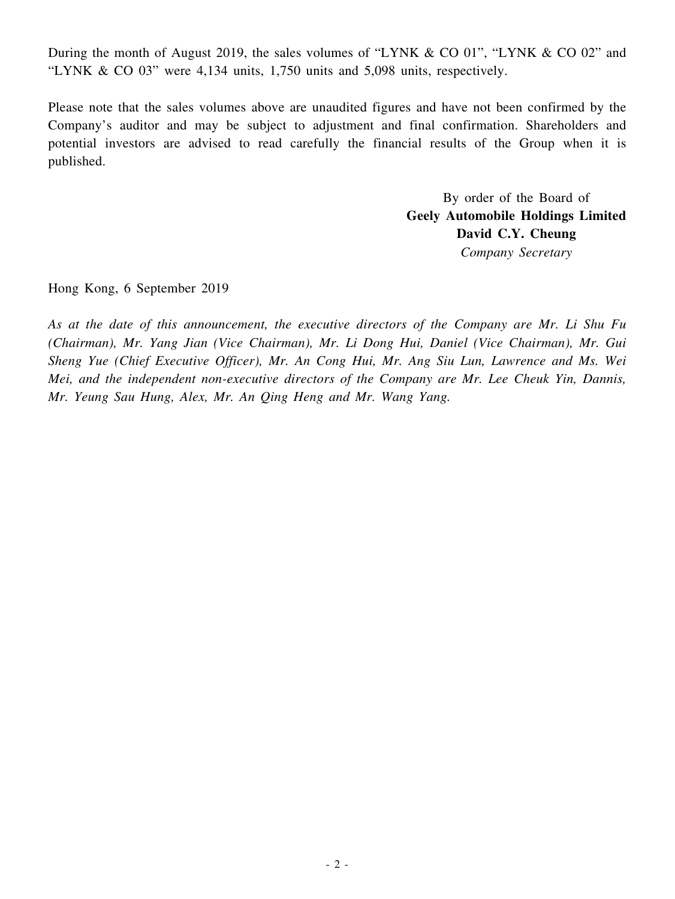During the month of August 2019, the sales volumes of "LYNK & CO 01", "LYNK & CO 02" and "LYNK & CO 03" were 4,134 units, 1,750 units and 5,098 units, respectively.

Please note that the sales volumes above are unaudited figures and have not been confirmed by the Company's auditor and may be subject to adjustment and final confirmation. Shareholders and potential investors are advised to read carefully the financial results of the Group when it is published.

By order of the Board of
**Geely Automobile Holdings Limited**
**David C.Y. Cheung**
*Company Secretary*

Hong Kong, 6 September 2019

*As at the date of this announcement, the executive directors of the Company are Mr. Li Shu Fu (Chairman), Mr. Yang Jian (Vice Chairman), Mr. Li Dong Hui, Daniel (Vice Chairman), Mr. Gui Sheng Yue (Chief Executive Officer), Mr. An Cong Hui, Mr. Ang Siu Lun, Lawrence and Ms. Wei Mei, and the independent non-executive directors of the Company are Mr. Lee Cheuk Yin, Dannis, Mr. Yeung Sau Hung, Alex, Mr. An Qing Heng and Mr. Wang Yang.*